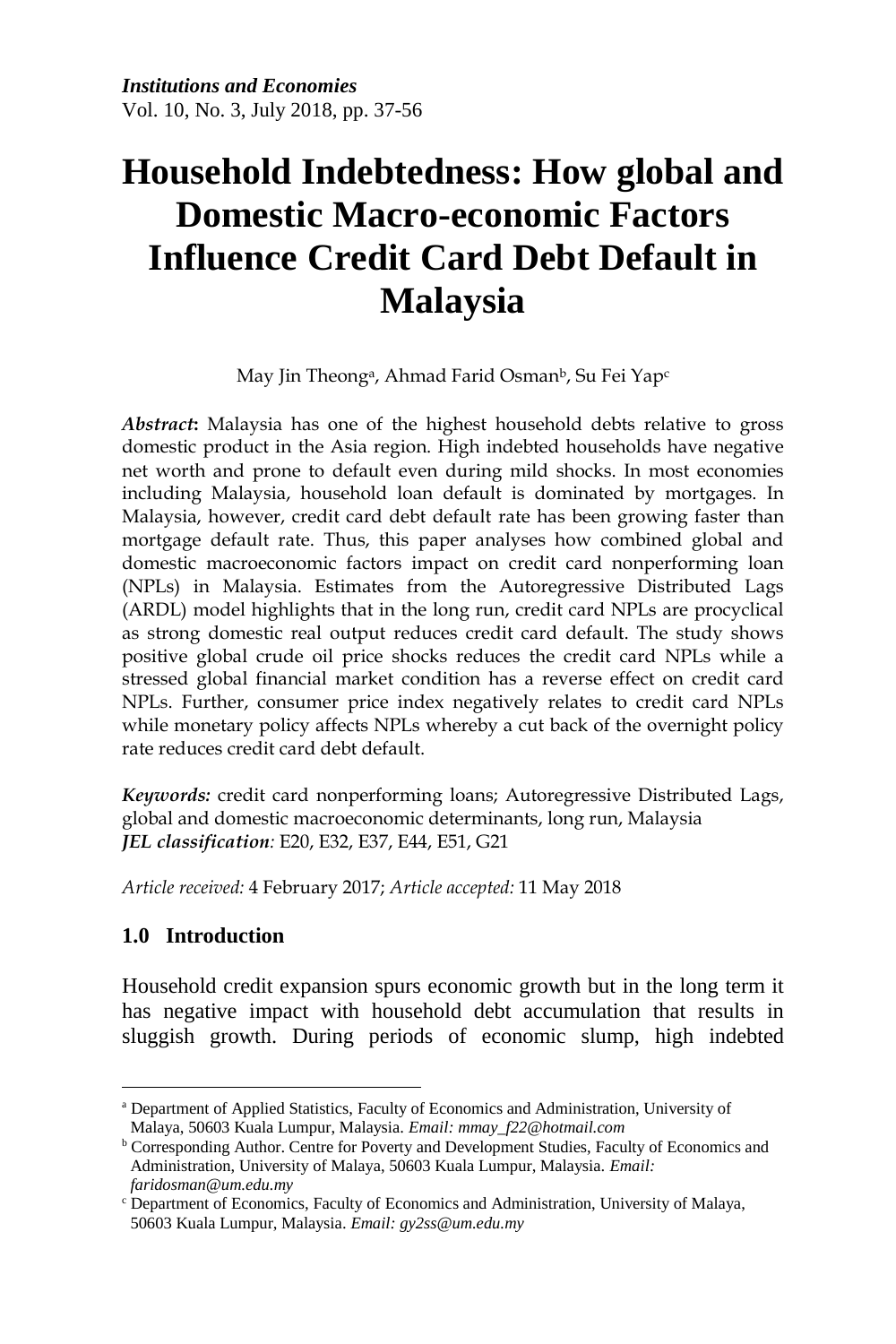# Household Indebtedness: How global and Domestic Macro-economic Factors Influence Credit Card Debt Default in Malaysia

May Jin Theong[a], Ahmad Farid Osman[b], Su Fei Yap[c]

***Abstract*:** Malaysia has one of the highest household debts relative to gross domestic product in the Asia region. High indebted households have negative net worth and prone to default even during mild shocks. In most economies including Malaysia, household loan default is dominated by mortgages. In Malaysia, however, credit card debt default rate has been growing faster than mortgage default rate. Thus, this paper analyses how combined global and domestic macroeconomic factors impact on credit card nonperforming loan (NPLs) in Malaysia. Estimates from the Autoregressive Distributed Lags (ARDL) model highlights that in the long run, credit card NPLs are procyclical as strong domestic real output reduces credit card default. The study shows positive global crude oil price shocks reduces the credit card NPLs while a stressed global financial market condition has a reverse effect on credit card NPLs. Further, consumer price index negatively relates to credit card NPLs while monetary policy affects NPLs whereby a cut back of the overnight policy rate reduces credit card debt default.

***Keywords:*** credit card nonperforming loans; Autoregressive Distributed Lags, global and domestic macroeconomic determinants, long run, Malaysia
***JEL classification**:* E20, E32, E37, E44, E51, G21

*Article received:* 4 February 2017; *Article accepted:* 11 May 2018

## 1.0 Introduction

Household credit expansion spurs economic growth but in the long term it has negative impact with household debt accumulation that results in sluggish growth. During periods of economic slump, high indebted

[a] Department of Applied Statistics, Faculty of Economics and Administration, University of Malaya, 50603 Kuala Lumpur, Malaysia. *Email: mmay_f22@hotmail.com*
[b] Corresponding Author. Centre for Poverty and Development Studies, Faculty of Economics and Administration, University of Malaya, 50603 Kuala Lumpur, Malaysia. *Email: faridosman@um.edu.my*
[c] Department of Economics, Faculty of Economics and Administration, University of Malaya, 50603 Kuala Lumpur, Malaysia. *Email: gy2ss@um.edu.my*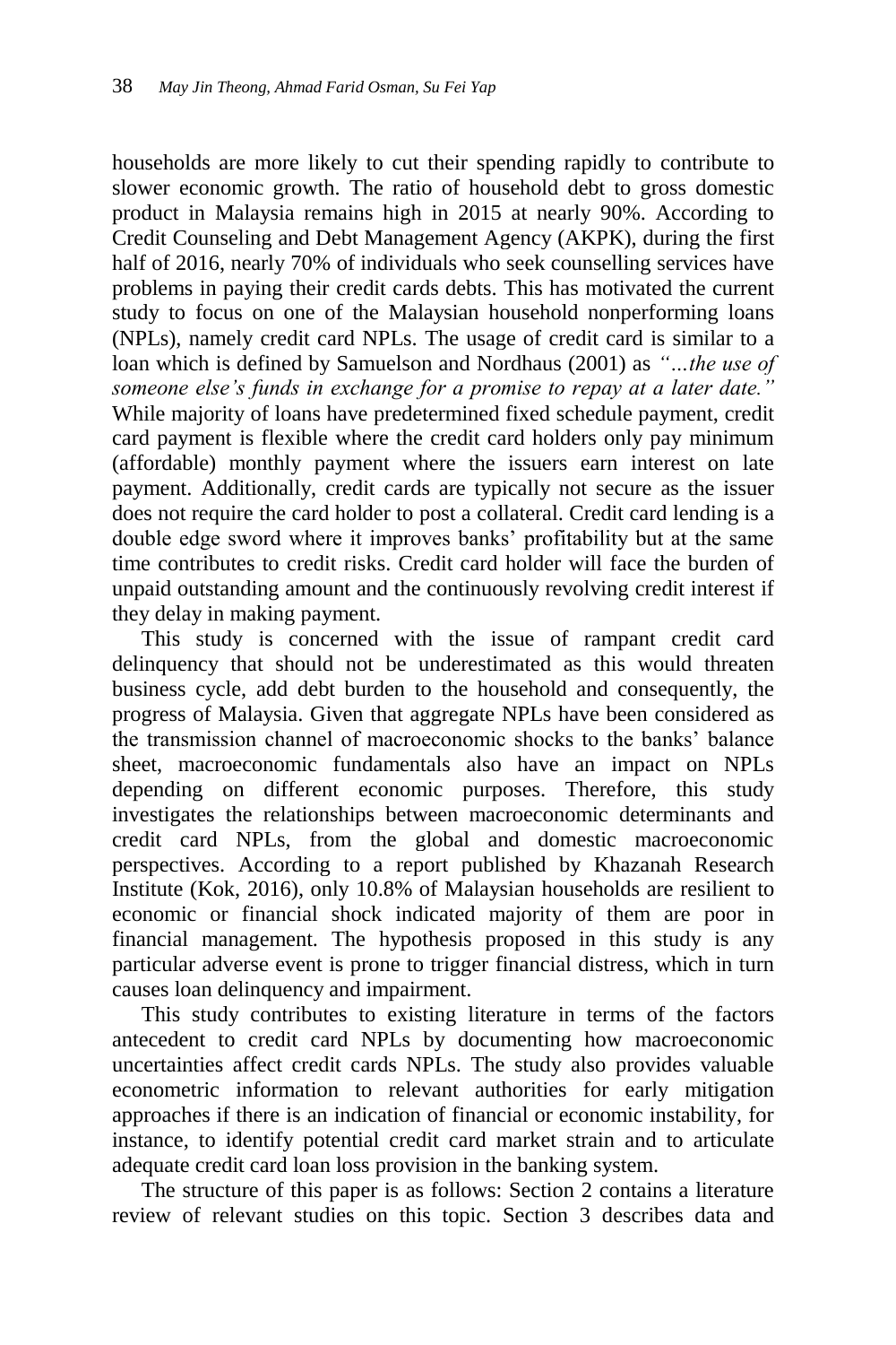households are more likely to cut their spending rapidly to contribute to slower economic growth. The ratio of household debt to gross domestic product in Malaysia remains high in 2015 at nearly 90%. According to Credit Counseling and Debt Management Agency (AKPK), during the first half of 2016, nearly 70% of individuals who seek counselling services have problems in paying their credit cards debts. This has motivated the current study to focus on one of the Malaysian household nonperforming loans (NPLs), namely credit card NPLs. The usage of credit card is similar to a loan which is defined by Samuelson and Nordhaus (2001) as *"…the use of someone else's funds in exchange for a promise to repay at a later date."* While majority of loans have predetermined fixed schedule payment, credit card payment is flexible where the credit card holders only pay minimum (affordable) monthly payment where the issuers earn interest on late payment. Additionally, credit cards are typically not secure as the issuer does not require the card holder to post a collateral. Credit card lending is a double edge sword where it improves banks' profitability but at the same time contributes to credit risks. Credit card holder will face the burden of unpaid outstanding amount and the continuously revolving credit interest if they delay in making payment.

This study is concerned with the issue of rampant credit card delinquency that should not be underestimated as this would threaten business cycle, add debt burden to the household and consequently, the progress of Malaysia. Given that aggregate NPLs have been considered as the transmission channel of macroeconomic shocks to the banks' balance sheet, macroeconomic fundamentals also have an impact on NPLs depending on different economic purposes. Therefore, this study investigates the relationships between macroeconomic determinants and credit card NPLs, from the global and domestic macroeconomic perspectives. According to a report published by Khazanah Research Institute (Kok, 2016), only 10.8% of Malaysian households are resilient to economic or financial shock indicated majority of them are poor in financial management. The hypothesis proposed in this study is any particular adverse event is prone to trigger financial distress, which in turn causes loan delinquency and impairment.

This study contributes to existing literature in terms of the factors antecedent to credit card NPLs by documenting how macroeconomic uncertainties affect credit cards NPLs. The study also provides valuable econometric information to relevant authorities for early mitigation approaches if there is an indication of financial or economic instability, for instance, to identify potential credit card market strain and to articulate adequate credit card loan loss provision in the banking system.

The structure of this paper is as follows: Section 2 contains a literature review of relevant studies on this topic. Section 3 describes data and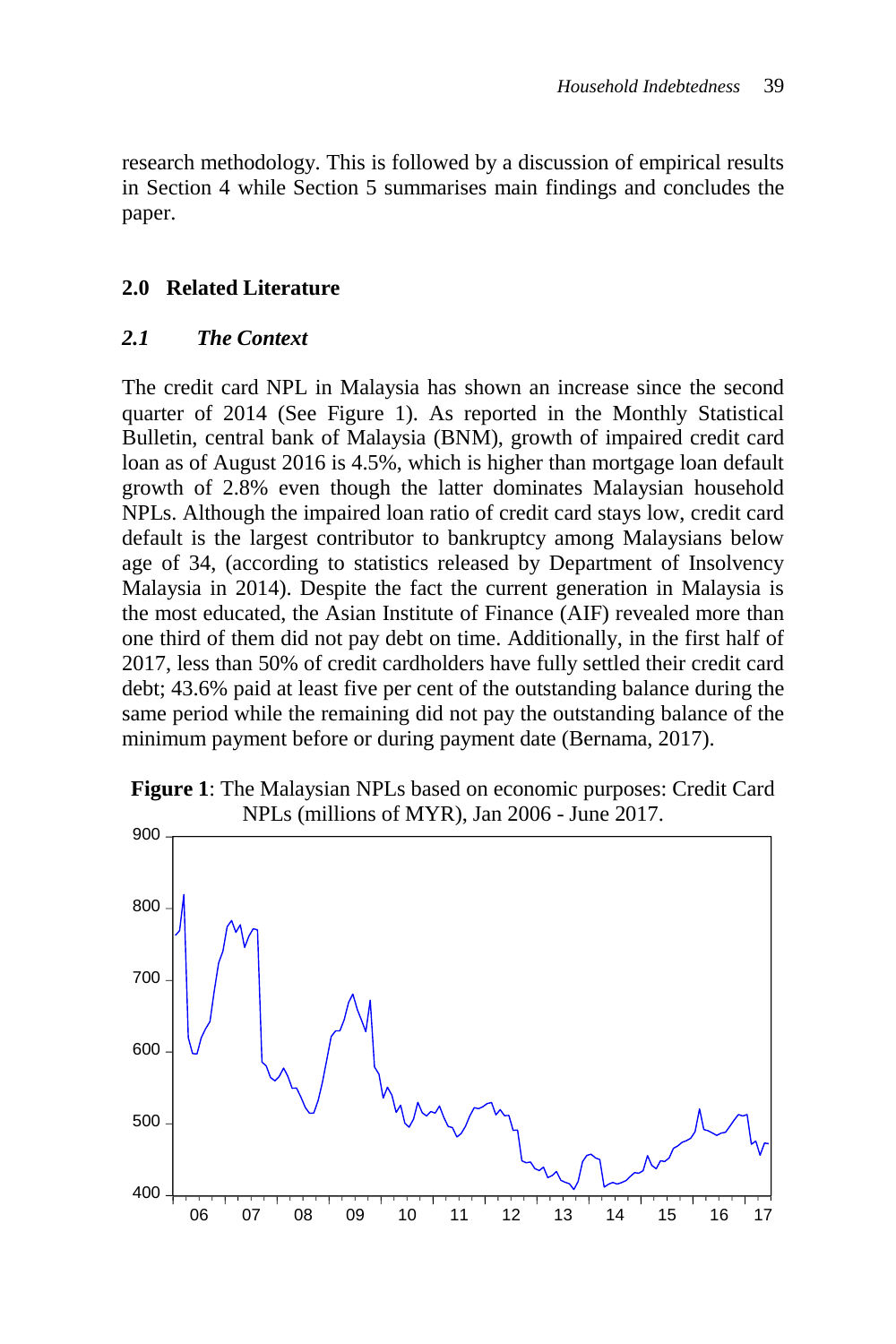research methodology. This is followed by a discussion of empirical results in Section 4 while Section 5 summarises main findings and concludes the paper.

## 2.0 Related Literature

### *2.1 The Context*

The credit card NPL in Malaysia has shown an increase since the second quarter of 2014 (See Figure 1). As reported in the Monthly Statistical Bulletin, central bank of Malaysia (BNM), growth of impaired credit card loan as of August 2016 is 4.5%, which is higher than mortgage loan default growth of 2.8% even though the latter dominates Malaysian household NPLs. Although the impaired loan ratio of credit card stays low, credit card default is the largest contributor to bankruptcy among Malaysians below age of 34, (according to statistics released by Department of Insolvency Malaysia in 2014). Despite the fact the current generation in Malaysia is the most educated, the Asian Institute of Finance (AIF) revealed more than one third of them did not pay debt on time. Additionally, in the first half of 2017, less than 50% of credit cardholders have fully settled their credit card debt; 43.6% paid at least five per cent of the outstanding balance during the same period while the remaining did not pay the outstanding balance of the minimum payment before or during payment date (Bernama, 2017).

**Figure 1**: The Malaysian NPLs based on economic purposes: Credit Card NPLs (millions of MYR), Jan 2006 - June 2017.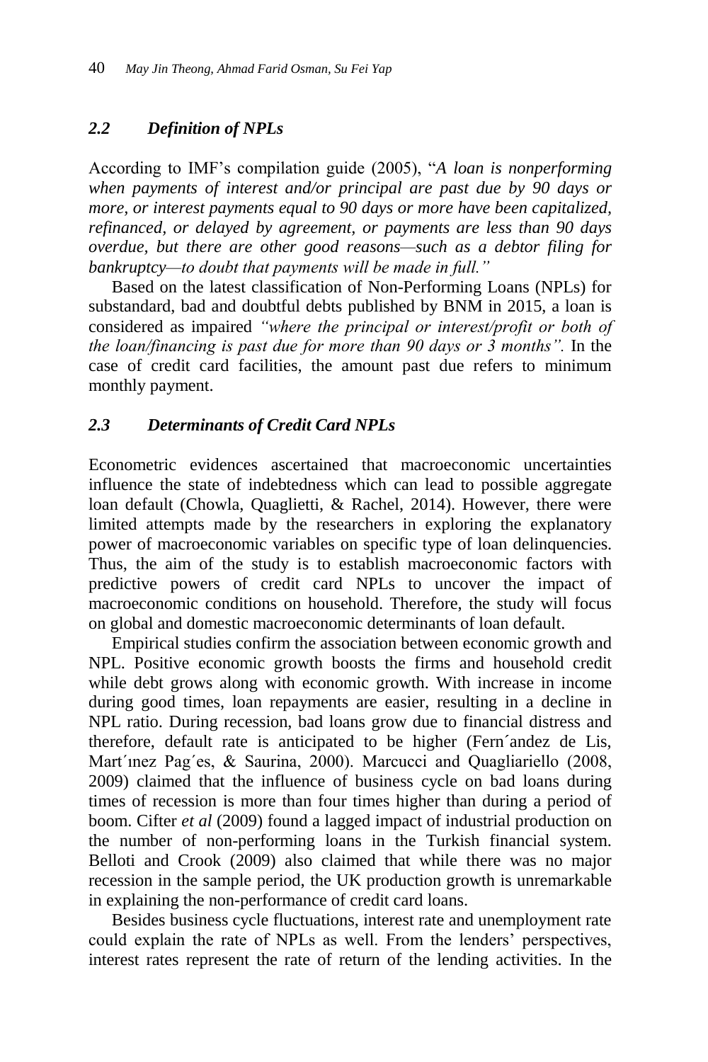### *2.2 Definition of NPLs*

According to IMF's compilation guide (2005), "*A loan is nonperforming when payments of interest and/or principal are past due by 90 days or more, or interest payments equal to 90 days or more have been capitalized, refinanced, or delayed by agreement, or payments are less than 90 days overdue, but there are other good reasons—such as a debtor filing for bankruptcy—to doubt that payments will be made in full.*"

Based on the latest classification of Non-Performing Loans (NPLs) for substandard, bad and doubtful debts published by BNM in 2015, a loan is considered as impaired *"where the principal or interest/profit or both of the loan/financing is past due for more than 90 days or 3 months".* In the case of credit card facilities, the amount past due refers to minimum monthly payment.

### *2.3 Determinants of Credit Card NPLs*

Econometric evidences ascertained that macroeconomic uncertainties influence the state of indebtedness which can lead to possible aggregate loan default (Chowla, Quaglietti, & Rachel, 2014). However, there were limited attempts made by the researchers in exploring the explanatory power of macroeconomic variables on specific type of loan delinquencies. Thus, the aim of the study is to establish macroeconomic factors with predictive powers of credit card NPLs to uncover the impact of macroeconomic conditions on household. Therefore, the study will focus on global and domestic macroeconomic determinants of loan default.

Empirical studies confirm the association between economic growth and NPL. Positive economic growth boosts the firms and household credit while debt grows along with economic growth. With increase in income during good times, loan repayments are easier, resulting in a decline in NPL ratio. During recession, bad loans grow due to financial distress and therefore, default rate is anticipated to be higher (Fern´andez de Lis, Mart´ınez Pag´es, & Saurina, 2000). Marcucci and Quagliariello (2008, 2009) claimed that the influence of business cycle on bad loans during times of recession is more than four times higher than during a period of boom. Cifter *et al* (2009) found a lagged impact of industrial production on the number of non-performing loans in the Turkish financial system. Belloti and Crook (2009) also claimed that while there was no major recession in the sample period, the UK production growth is unremarkable in explaining the non-performance of credit card loans.

Besides business cycle fluctuations, interest rate and unemployment rate could explain the rate of NPLs as well. From the lenders' perspectives, interest rates represent the rate of return of the lending activities. In the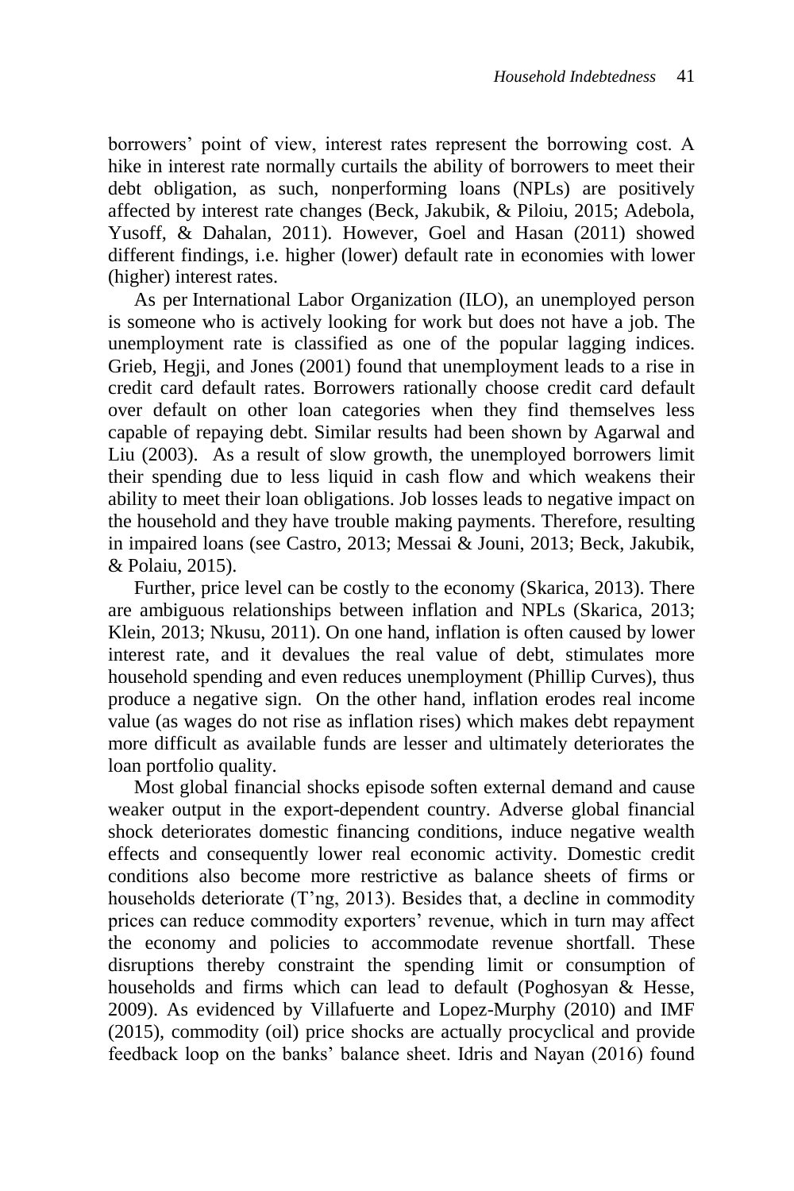borrowers' point of view, interest rates represent the borrowing cost. A hike in interest rate normally curtails the ability of borrowers to meet their debt obligation, as such, nonperforming loans (NPLs) are positively affected by interest rate changes (Beck, Jakubik, & Piloiu, 2015; Adebola, Yusoff, & Dahalan, 2011). However, Goel and Hasan (2011) showed different findings, i.e. higher (lower) default rate in economies with lower (higher) interest rates.

As per International Labor Organization (ILO), an unemployed person is someone who is actively looking for work but does not have a job. The unemployment rate is classified as one of the popular lagging indices. Grieb, Hegji, and Jones (2001) found that unemployment leads to a rise in credit card default rates. Borrowers rationally choose credit card default over default on other loan categories when they find themselves less capable of repaying debt. Similar results had been shown by Agarwal and Liu (2003). As a result of slow growth, the unemployed borrowers limit their spending due to less liquid in cash flow and which weakens their ability to meet their loan obligations. Job losses leads to negative impact on the household and they have trouble making payments. Therefore, resulting in impaired loans (see Castro, 2013; Messai & Jouni, 2013; Beck, Jakubik, & Polaiu, 2015).

Further, price level can be costly to the economy (Skarica, 2013). There are ambiguous relationships between inflation and NPLs (Skarica, 2013; Klein, 2013; Nkusu, 2011). On one hand, inflation is often caused by lower interest rate, and it devalues the real value of debt, stimulates more household spending and even reduces unemployment (Phillip Curves), thus produce a negative sign. On the other hand, inflation erodes real income value (as wages do not rise as inflation rises) which makes debt repayment more difficult as available funds are lesser and ultimately deteriorates the loan portfolio quality.

Most global financial shocks episode soften external demand and cause weaker output in the export-dependent country. Adverse global financial shock deteriorates domestic financing conditions, induce negative wealth effects and consequently lower real economic activity. Domestic credit conditions also become more restrictive as balance sheets of firms or households deteriorate (T'ng, 2013). Besides that, a decline in commodity prices can reduce commodity exporters' revenue, which in turn may affect the economy and policies to accommodate revenue shortfall. These disruptions thereby constraint the spending limit or consumption of households and firms which can lead to default (Poghosyan & Hesse, 2009). As evidenced by Villafuerte and Lopez-Murphy (2010) and IMF (2015), commodity (oil) price shocks are actually procyclical and provide feedback loop on the banks' balance sheet. Idris and Nayan (2016) found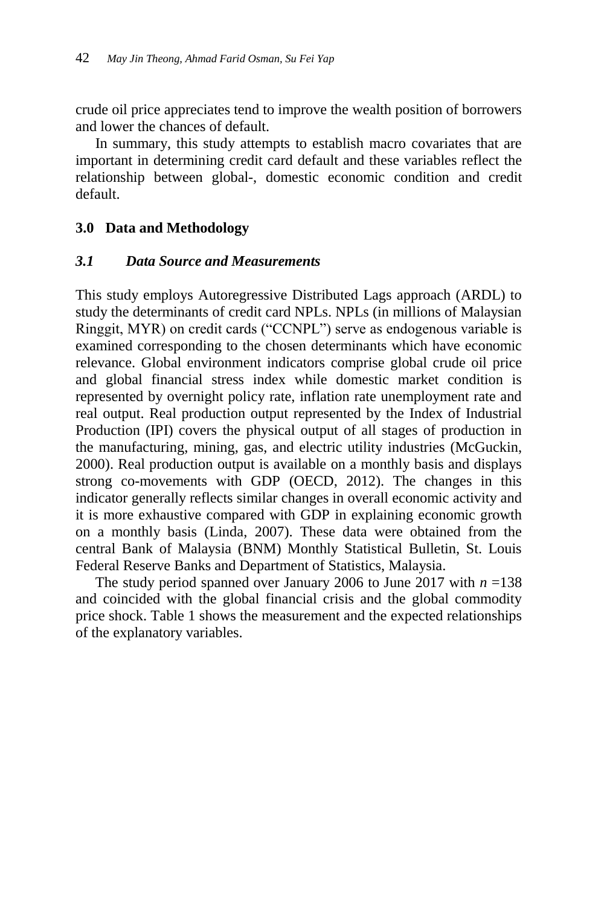crude oil price appreciates tend to improve the wealth position of borrowers and lower the chances of default.

In summary, this study attempts to establish macro covariates that are important in determining credit card default and these variables reflect the relationship between global-, domestic economic condition and credit default.

## 3.0 Data and Methodology

### *3.1 Data Source and Measurements*

This study employs Autoregressive Distributed Lags approach (ARDL) to study the determinants of credit card NPLs. NPLs (in millions of Malaysian Ringgit, MYR) on credit cards ("CCNPL") serve as endogenous variable is examined corresponding to the chosen determinants which have economic relevance. Global environment indicators comprise global crude oil price and global financial stress index while domestic market condition is represented by overnight policy rate, inflation rate unemployment rate and real output. Real production output represented by the Index of Industrial Production (IPI) covers the physical output of all stages of production in the manufacturing, mining, gas, and electric utility industries (McGuckin, 2000). Real production output is available on a monthly basis and displays strong co-movements with GDP (OECD, 2012). The changes in this indicator generally reflects similar changes in overall economic activity and it is more exhaustive compared with GDP in explaining economic growth on a monthly basis (Linda, 2007). These data were obtained from the central Bank of Malaysia (BNM) Monthly Statistical Bulletin, St. Louis Federal Reserve Banks and Department of Statistics, Malaysia.

The study period spanned over January 2006 to June 2017 with $n$ =138 and coincided with the global financial crisis and the global commodity price shock. Table 1 shows the measurement and the expected relationships of the explanatory variables.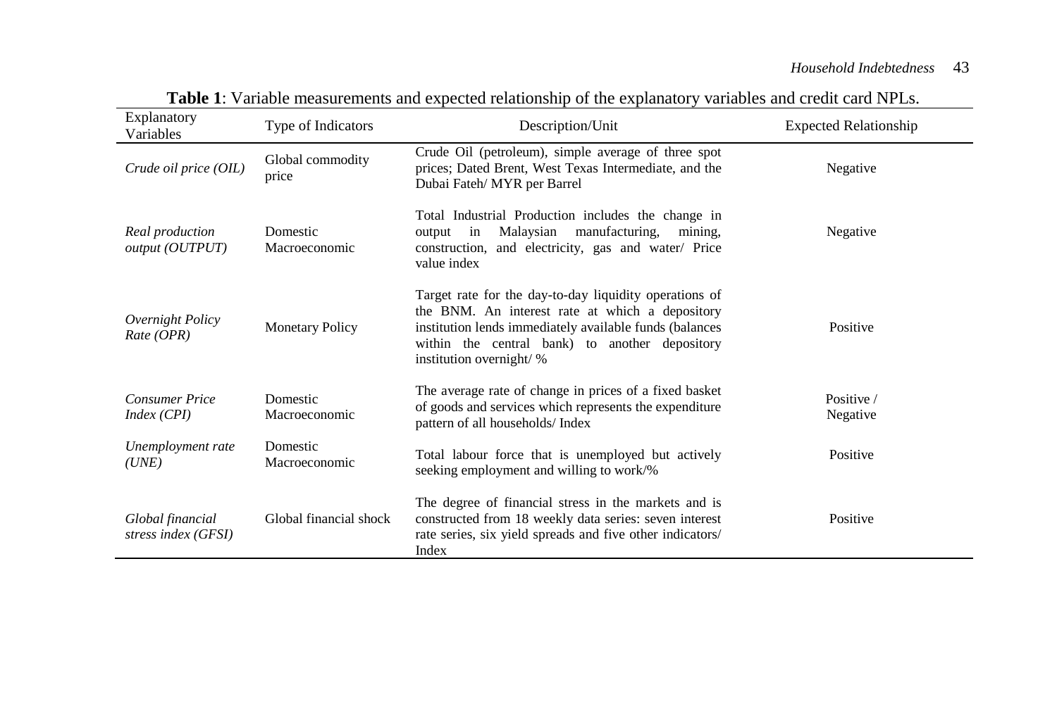**Table 1**: Variable measurements and expected relationship of the explanatory variables and credit card NPLs.

| Explanatory Variables | Type of Indicators | Description/Unit | Expected Relationship |
|---|---|---|---|
| *Crude oil price (OIL)* | Global commodity price | Crude Oil (petroleum), simple average of three spot prices; Dated Brent, West Texas Intermediate, and the Dubai Fateh/ MYR per Barrel | Negative |
| *Real production output (OUTPUT)* | Domestic Macroeconomic | Total Industrial Production includes the change in output in Malaysian manufacturing, mining, construction, and electricity, gas and water/ Price value index | Negative |
| *Overnight Policy Rate (OPR)* | Monetary Policy | Target rate for the day-to-day liquidity operations of the BNM. An interest rate at which a depository institution lends immediately available funds (balances within the central bank) to another depository institution overnight/ % | Positive |
| *Consumer Price Index (CPI)* | Domestic Macroeconomic | The average rate of change in prices of a fixed basket of goods and services which represents the expenditure pattern of all households/ Index | Positive / Negative |
| *Unemployment rate (UNE)* | Domestic Macroeconomic | Total labour force that is unemployed but actively seeking employment and willing to work/% | Positive |
| *Global financial stress index (GFSI)* | Global financial shock | The degree of financial stress in the markets and is constructed from 18 weekly data series: seven interest rate series, six yield spreads and five other indicators/ Index | Positive |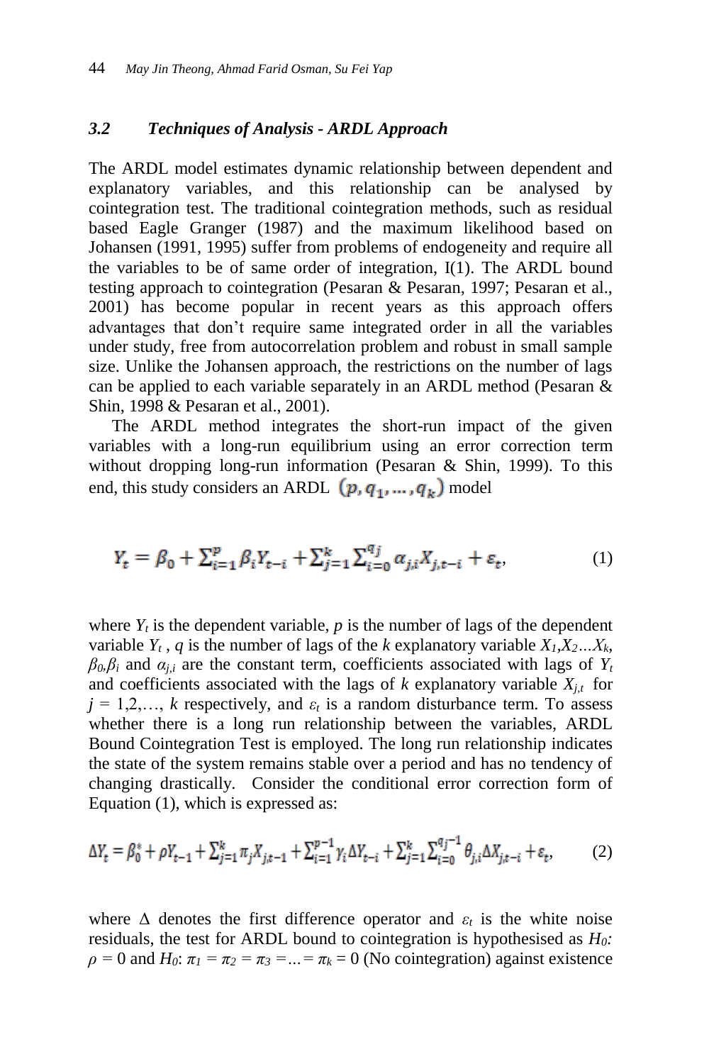### *3.2 Techniques of Analysis - ARDL Approach*

The ARDL model estimates dynamic relationship between dependent and explanatory variables, and this relationship can be analysed by cointegration test. The traditional cointegration methods, such as residual based Eagle Granger (1987) and the maximum likelihood based on Johansen (1991, 1995) suffer from problems of endogeneity and require all the variables to be of same order of integration, I(1). The ARDL bound testing approach to cointegration (Pesaran & Pesaran, 1997; Pesaran et al., 2001) has become popular in recent years as this approach offers advantages that don't require same integrated order in all the variables under study, free from autocorrelation problem and robust in small sample size. Unlike the Johansen approach, the restrictions on the number of lags can be applied to each variable separately in an ARDL method (Pesaran & Shin, 1998 & Pesaran et al., 2001).

The ARDL method integrates the short-run impact of the given variables with a long-run equilibrium using an error correction term without dropping long-run information (Pesaran & Shin, 1999). To this end, this study considers an ARDL $(p, q_1, \ldots, q_k)$ model

$$Y_t = \beta_0 + \sum_{i=1}^{p} \beta_i Y_{t-i} + \sum_{j=1}^{k} \sum_{i=0}^{q_j} \alpha_{j,i} X_{j,t-i} + \varepsilon_t, \tag{1}$$

where $Y_t$ is the dependent variable, $p$ is the number of lags of the dependent variable $Y_t$ , $q$ is the number of lags of the $k$ explanatory variable $X_1, X_2 \ldots X_k$, $\beta_0, \beta_i$ and $\alpha_{j,i}$ are the constant term, coefficients associated with lags of $Y_t$ and coefficients associated with the lags of $k$ explanatory variable $X_{j,t}$ for $j = 1,2,\ldots, k$ respectively, and $\varepsilon_t$ is a random disturbance term. To assess whether there is a long run relationship between the variables, ARDL Bound Cointegration Test is employed. The long run relationship indicates the state of the system remains stable over a period and has no tendency of changing drastically. Consider the conditional error correction form of Equation (1), which is expressed as:

$$\Delta Y_t = \beta_0^* + \rho Y_{t-1} + \sum_{j=1}^{k} \pi_j X_{j,t-1} + \sum_{i=1}^{p-1} \gamma_i \Delta Y_{t-i} + \sum_{j=1}^{k} \sum_{i=0}^{q_j-1} \theta_{j,i} \Delta X_{j,t-i} + \varepsilon_t, \tag{2}$$

where $\Delta$ denotes the first difference operator and $\varepsilon_t$ is the white noise residuals, the test for ARDL bound to cointegration is hypothesised as $H_0$: $\rho = 0$ and $H_0$: $\pi_1 = \pi_2 = \pi_3 = \ldots = \pi_k = 0$ (No cointegration) against existence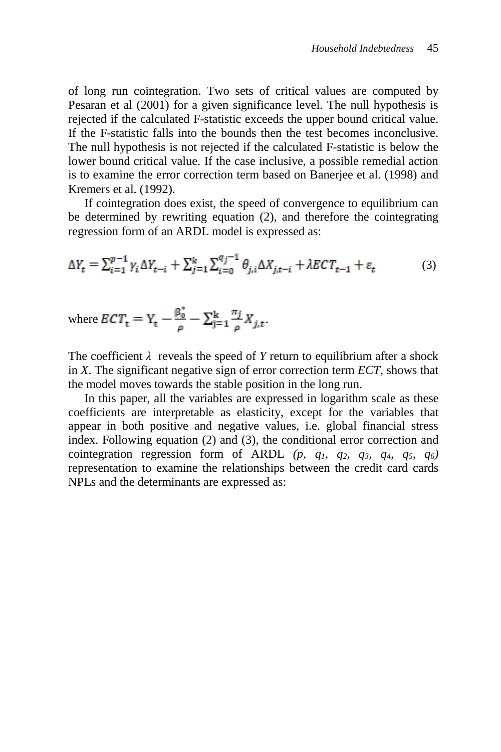of long run cointegration. Two sets of critical values are computed by Pesaran et al (2001) for a given significance level. The null hypothesis is rejected if the calculated F-statistic exceeds the upper bound critical value. If the F-statistic falls into the bounds then the test becomes inconclusive. The null hypothesis is not rejected if the calculated F-statistic is below the lower bound critical value. If the case inclusive, a possible remedial action is to examine the error correction term based on Banerjee et al. (1998) and Kremers et al. (1992).

If cointegration does exist, the speed of convergence to equilibrium can be determined by rewriting equation (2), and therefore the cointegrating regression form of an ARDL model is expressed as:

$$\Delta Y_t = \sum_{i=1}^{p-1} \gamma_i \Delta Y_{t-i} + \sum_{j=1}^{k} \sum_{i=0}^{q_j-1} \theta_{j,i} \Delta X_{j,t-i} + \lambda ECT_{t-1} + \varepsilon_t \tag{3}$$

where $ECT_t = Y_t - \frac{\beta_0^*}{\rho} - \sum_{j=1}^{k} \frac{\pi_j}{\rho} X_{j,t}$.

The coefficient $\lambda$ reveals the speed of $Y$ return to equilibrium after a shock in $X$. The significant negative sign of error correction term *ECT*, shows that the model moves towards the stable position in the long run.

In this paper, all the variables are expressed in logarithm scale as these coefficients are interpretable as elasticity, except for the variables that appear in both positive and negative values, i.e. global financial stress index. Following equation (2) and (3), the conditional error correction and cointegration regression form of ARDL $(p, q_1, q_2, q_3, q_4, q_5, q_6)$ representation to examine the relationships between the credit card cards NPLs and the determinants are expressed as: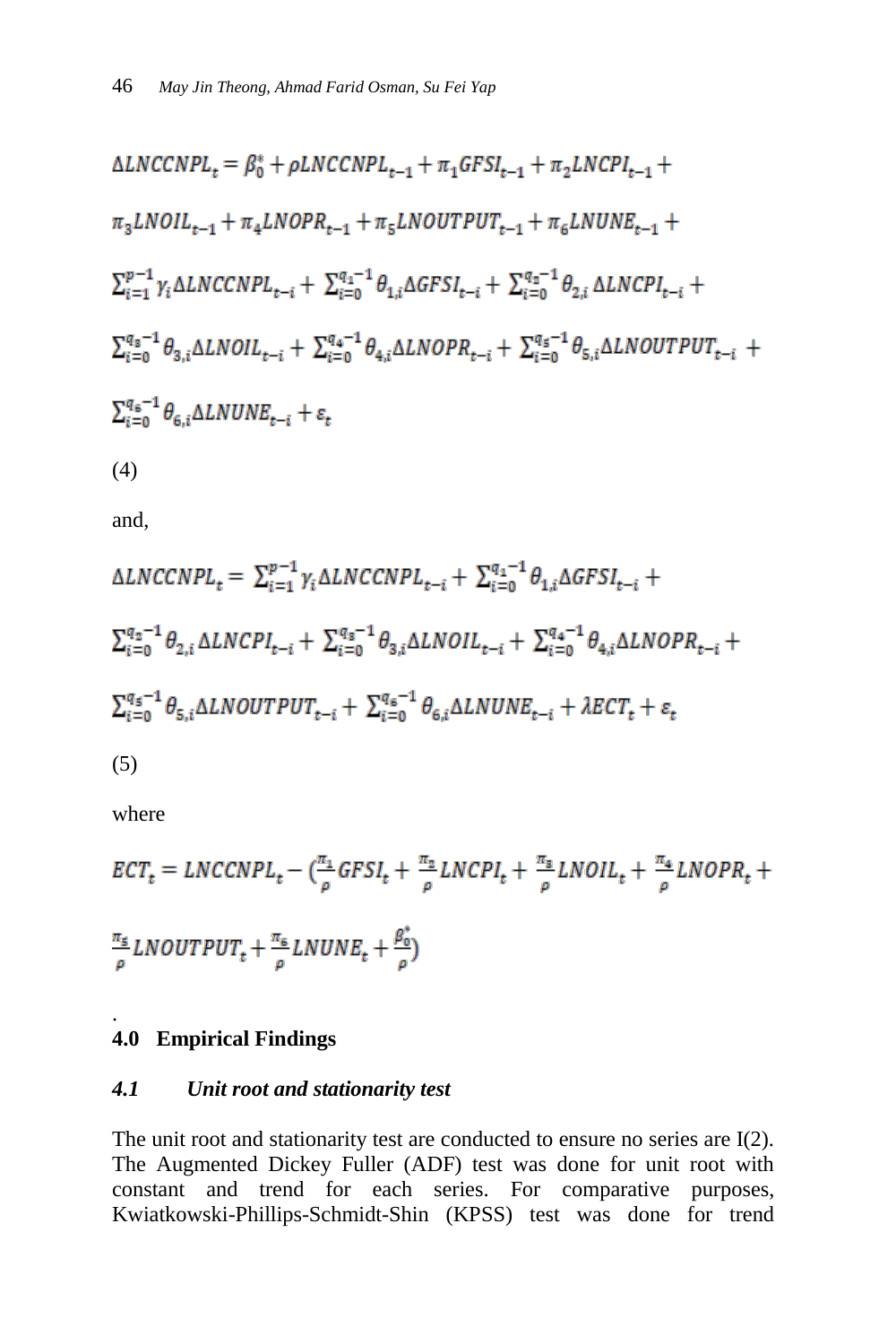$$\Delta LNCCNPL_t = \beta_0^* + \rho LNCCNPL_{t-1} + \pi_1 GFSI_{t-1} + \pi_2 LNCPI_{t-1} +$$

$$\pi_3 LNOIL_{t-1} + \pi_4 LNOPR_{t-1} + \pi_5 LNOUTPUT_{t-1} + \pi_6 LNUNE_{t-1} +$$

$$\sum_{i=1}^{p-1} \gamma_i \Delta LNCCNPL_{t-i} + \sum_{i=0}^{q_1-1} \theta_{1,i} \Delta GFSI_{t-i} + \sum_{i=0}^{q_2-1} \theta_{2,i} \Delta LNCPI_{t-i} +$$

$$\sum_{i=0}^{q_3-1} \theta_{3,i} \Delta LNOIL_{t-i} + \sum_{i=0}^{q_4-1} \theta_{4,i} \Delta LNOPR_{t-i} + \sum_{i=0}^{q_5-1} \theta_{5,i} \Delta LNOUTPUT_{t-i} +$$

$$\sum_{i=0}^{q_6-1} \theta_{6,i} \Delta LNUNE_{t-i} + \varepsilon_t$$

(4)

and,

$$\Delta LNCCNPL_t = \sum_{i=1}^{p-1} \gamma_i \Delta LNCCNPL_{t-i} + \sum_{i=0}^{q_1-1} \theta_{1,i} \Delta GFSI_{t-i} +$$

$$\sum_{i=0}^{q_2-1} \theta_{2,i} \Delta LNCPI_{t-i} + \sum_{i=0}^{q_3-1} \theta_{3,i} \Delta LNOIL_{t-i} + \sum_{i=0}^{q_4-1} \theta_{4,i} \Delta LNOPR_{t-i} +$$

$$\sum_{i=0}^{q_5-1} \theta_{5,i} \Delta LNOUTPUT_{t-i} + \sum_{i=0}^{q_6-1} \theta_{6,i} \Delta LNUNE_{t-i} + \lambda ECT_t + \varepsilon_t$$

(5)

where

$$ECT_t = LNCCNPL_t - \left(\frac{\pi_1}{\rho} GFSI_t + \frac{\pi_2}{\rho} LNCPI_t + \frac{\pi_3}{\rho} LNOIL_t + \frac{\pi_4}{\rho} LNOPR_t + \right.$$

$$\left. \frac{\pi_5}{\rho} LNOUTPUT_t + \frac{\pi_6}{\rho} LNUNE_t + \frac{\beta_0^*}{\rho}\right)$$

## 4.0 Empirical Findings

### *4.1 Unit root and stationarity test*

The unit root and stationarity test are conducted to ensure no series are I(2). The Augmented Dickey Fuller (ADF) test was done for unit root with constant and trend for each series. For comparative purposes, Kwiatkowski-Phillips-Schmidt-Shin (KPSS) test was done for trend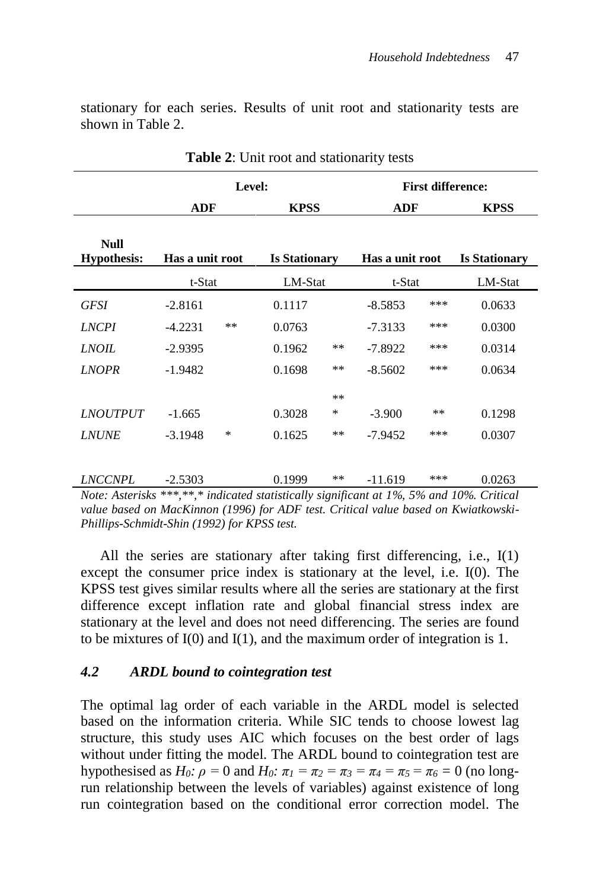stationary for each series. Results of unit root and stationarity tests are shown in Table 2.

**Table 2**: Unit root and stationarity tests

| | **Level:** | | | | **First difference:** | | |
|---|---|---|---|---|---|---|---|
| | **ADF** | | **KPSS** | | **ADF** | | **KPSS** |
| **Null Hypothesis:** | **Has a unit root** | | **Is Stationary** | | **Has a unit root** | | **Is Stationary** |
| | t-Stat | | LM-Stat | | t-Stat | | LM-Stat |
| *GFSI* | -2.8161 | | 0.1117 | | -8.5853 | *** | 0.0633 |
| *LNCPI* | -4.2231 | ** | 0.0763 | | -7.3133 | *** | 0.0300 |
| *LNOIL* | -2.9395 | | 0.1962 | ** | -7.8922 | *** | 0.0314 |
| *LNOPR* | -1.9482 | | 0.1698 | ** | -8.5602 | *** | 0.0634 |
| *LNOUTPUT* | -1.665 | | 0.3028 | *** | -3.900 | ** | 0.1298 |
| *LNUNE* | -3.1948 | * | 0.1625 | ** | -7.9452 | *** | 0.0307 |
| *LNCCNPL* | -2.5303 | | 0.1999 | ** | -11.619 | *** | 0.0263 |

*Note: Asterisks ***,**,* indicated statistically significant at 1%, 5% and 10%. Critical value based on MacKinnon (1996) for ADF test. Critical value based on Kwiatkowski-Phillips-Schmidt-Shin (1992) for KPSS test.*

All the series are stationary after taking first differencing, i.e., I(1) except the consumer price index is stationary at the level, i.e. I(0). The KPSS test gives similar results where all the series are stationary at the first difference except inflation rate and global financial stress index are stationary at the level and does not need differencing. The series are found to be mixtures of I(0) and I(1), and the maximum order of integration is 1.

### *4.2 ARDL bound to cointegration test*

The optimal lag order of each variable in the ARDL model is selected based on the information criteria. While SIC tends to choose lowest lag structure, this study uses AIC which focuses on the best order of lags without under fitting the model. The ARDL bound to cointegration test are hypothesised as $H_0: \rho = 0$ and $H_0: \pi_1 = \pi_2 = \pi_3 = \pi_4 = \pi_5 = \pi_6 = 0$ (no long-run relationship between the levels of variables) against existence of long run cointegration based on the conditional error correction model. The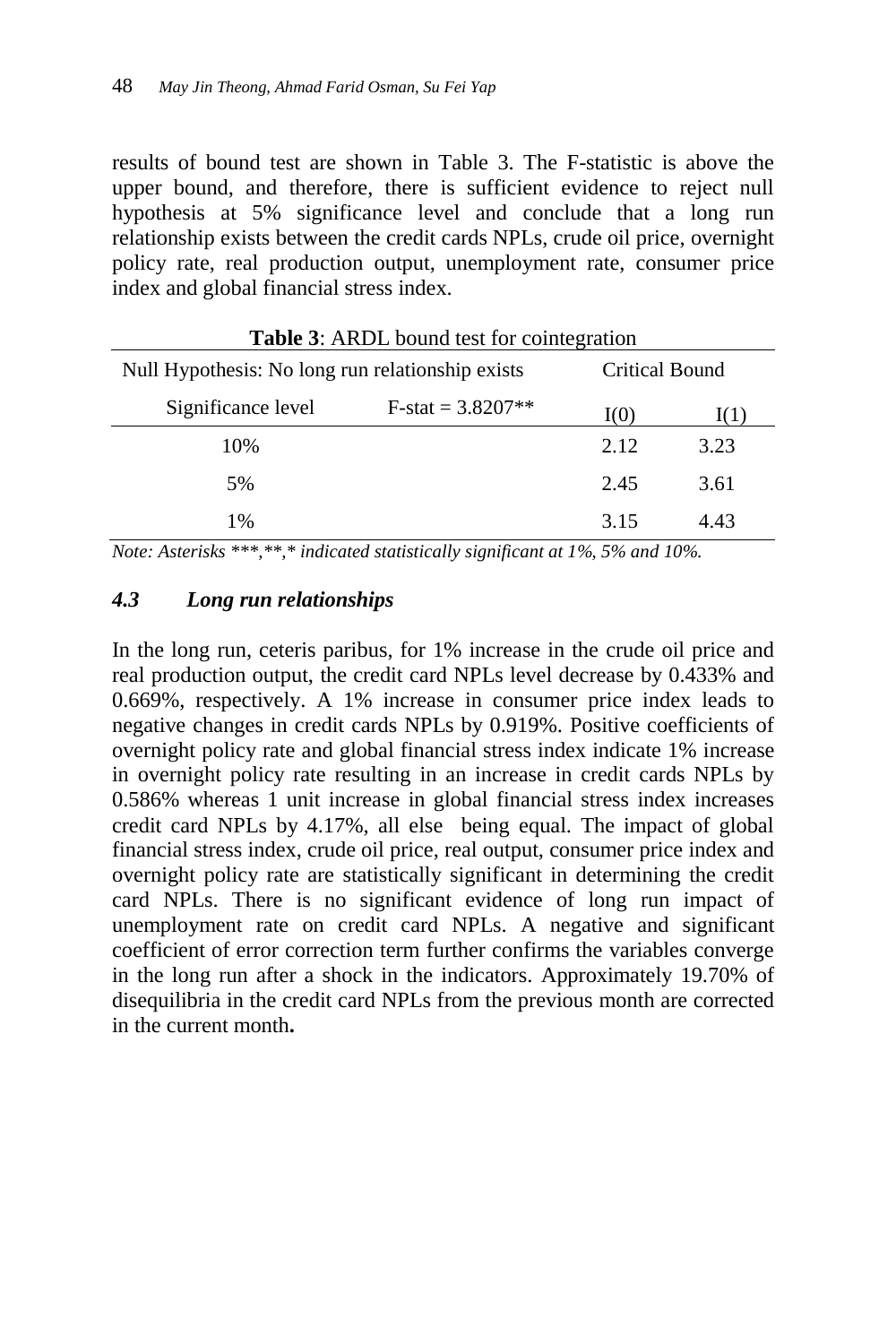results of bound test are shown in Table 3. The F-statistic is above the upper bound, and therefore, there is sufficient evidence to reject null hypothesis at 5% significance level and conclude that a long run relationship exists between the credit cards NPLs, crude oil price, overnight policy rate, real production output, unemployment rate, consumer price index and global financial stress index.

**Table 3**: ARDL bound test for cointegration

| Null Hypothesis: No long run relationship exists | | Critical Bound | |
|---|---|---|---|
| Significance level | F-stat = 3.8207** | I(0) | I(1) |
| 10% | | 2.12 | 3.23 |
| 5% | | 2.45 | 3.61 |
| 1% | | 3.15 | 4.43 |

*Note: Asterisks ***,**,* indicated statistically significant at 1%, 5% and 10%.*

### *4.3 Long run relationships*

In the long run, ceteris paribus, for 1% increase in the crude oil price and real production output, the credit card NPLs level decrease by 0.433% and 0.669%, respectively. A 1% increase in consumer price index leads to negative changes in credit cards NPLs by 0.919%. Positive coefficients of overnight policy rate and global financial stress index indicate 1% increase in overnight policy rate resulting in an increase in credit cards NPLs by 0.586% whereas 1 unit increase in global financial stress index increases credit card NPLs by 4.17%, all else being equal. The impact of global financial stress index, crude oil price, real output, consumer price index and overnight policy rate are statistically significant in determining the credit card NPLs. There is no significant evidence of long run impact of unemployment rate on credit card NPLs. A negative and significant coefficient of error correction term further confirms the variables converge in the long run after a shock in the indicators. Approximately 19.70% of disequilibria in the credit card NPLs from the previous month are corrected in the current month**.**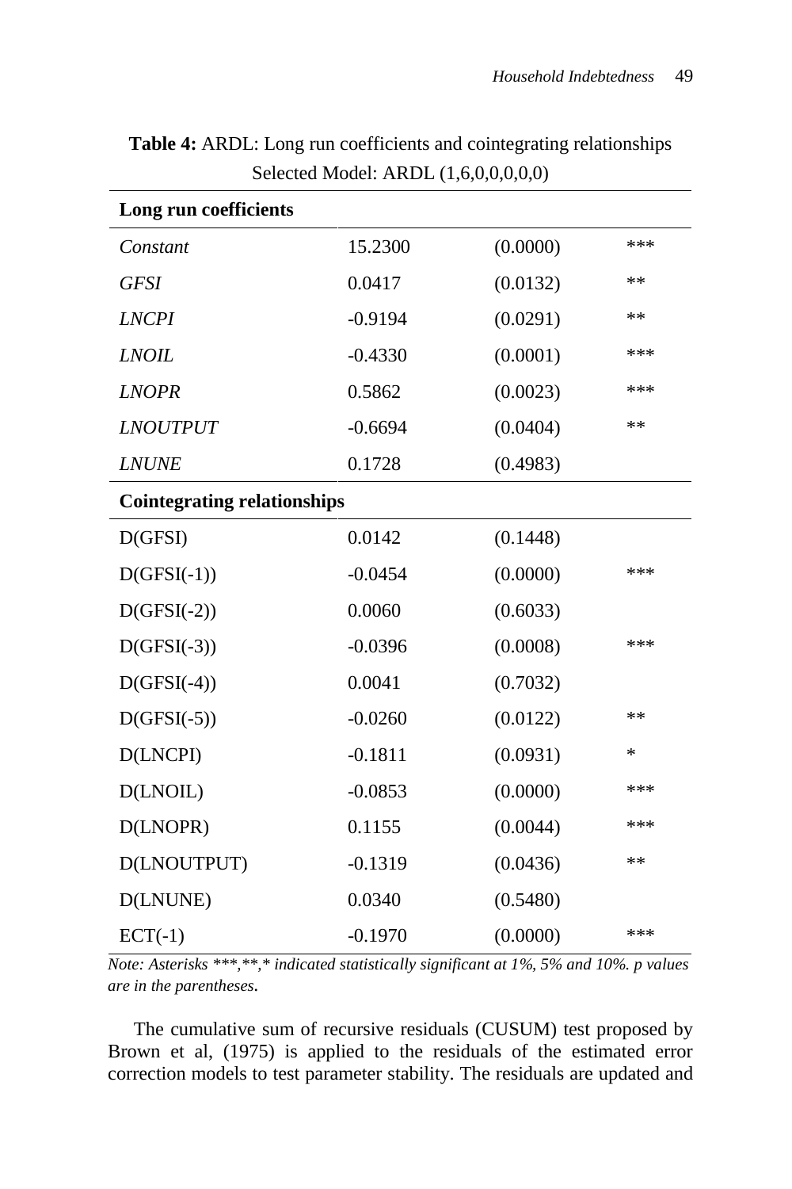**Table 4:** ARDL: Long run coefficients and cointegrating relationships
Selected Model: ARDL (1,6,0,0,0,0,0)

| **Long run coefficients** | | | |
|---|---|---|---|
| *Constant* | 15.2300 | (0.0000) | *** |
| *GFSI* | 0.0417 | (0.0132) | ** |
| *LNCPI* | -0.9194 | (0.0291) | ** |
| *LNOIL* | -0.4330 | (0.0001) | *** |
| *LNOPR* | 0.5862 | (0.0023) | *** |
| *LNOUTPUT* | -0.6694 | (0.0404) | ** |
| *LNUNE* | 0.1728 | (0.4983) | |
| **Cointegrating relationships** | | | |
| D(GFSI) | 0.0142 | (0.1448) | |
| D(GFSI(-1)) | -0.0454 | (0.0000) | *** |
| D(GFSI(-2)) | 0.0060 | (0.6033) | |
| D(GFSI(-3)) | -0.0396 | (0.0008) | *** |
| D(GFSI(-4)) | 0.0041 | (0.7032) | |
| D(GFSI(-5)) | -0.0260 | (0.0122) | ** |
| D(LNCPI) | -0.1811 | (0.0931) | * |
| D(LNOIL) | -0.0853 | (0.0000) | *** |
| D(LNOPR) | 0.1155 | (0.0044) | *** |
| D(LNOUTPUT) | -0.1319 | (0.0436) | ** |
| D(LNUNE) | 0.0340 | (0.5480) | |
| ECT(-1) | -0.1970 | (0.0000) | *** |

*Note: Asterisks ***,**,* indicated statistically significant at 1%, 5% and 10%. p values are in the parentheses.*

The cumulative sum of recursive residuals (CUSUM) test proposed by Brown et al, (1975) is applied to the residuals of the estimated error correction models to test parameter stability. The residuals are updated and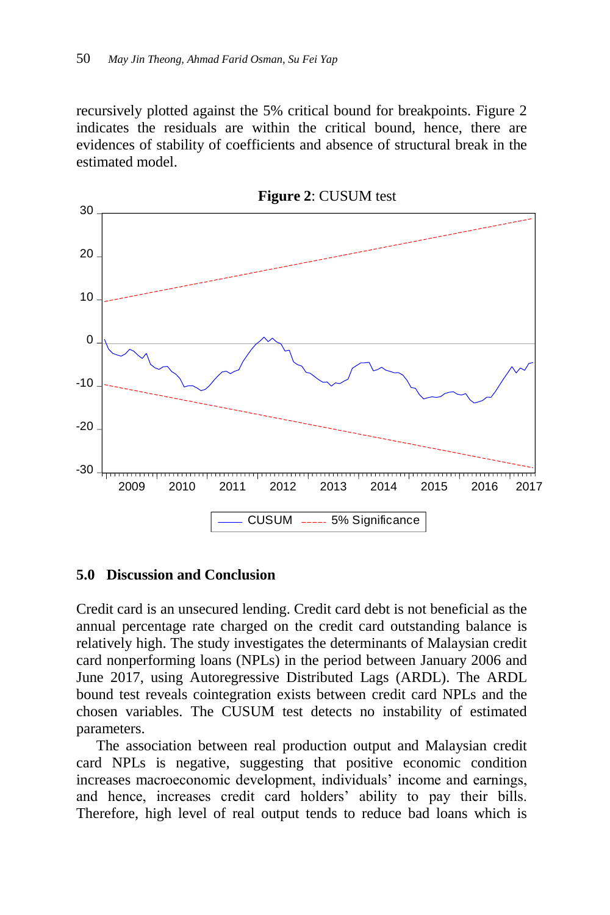recursively plotted against the 5% critical bound for breakpoints. Figure 2 indicates the residuals are within the critical bound, hence, there are evidences of stability of coefficients and absence of structural break in the estimated model.

**Figure 2**: CUSUM test

## 5.0 Discussion and Conclusion

Credit card is an unsecured lending. Credit card debt is not beneficial as the annual percentage rate charged on the credit card outstanding balance is relatively high. The study investigates the determinants of Malaysian credit card nonperforming loans (NPLs) in the period between January 2006 and June 2017, using Autoregressive Distributed Lags (ARDL). The ARDL bound test reveals cointegration exists between credit card NPLs and the chosen variables. The CUSUM test detects no instability of estimated parameters.

The association between real production output and Malaysian credit card NPLs is negative, suggesting that positive economic condition increases macroeconomic development, individuals' income and earnings, and hence, increases credit card holders' ability to pay their bills. Therefore, high level of real output tends to reduce bad loans which is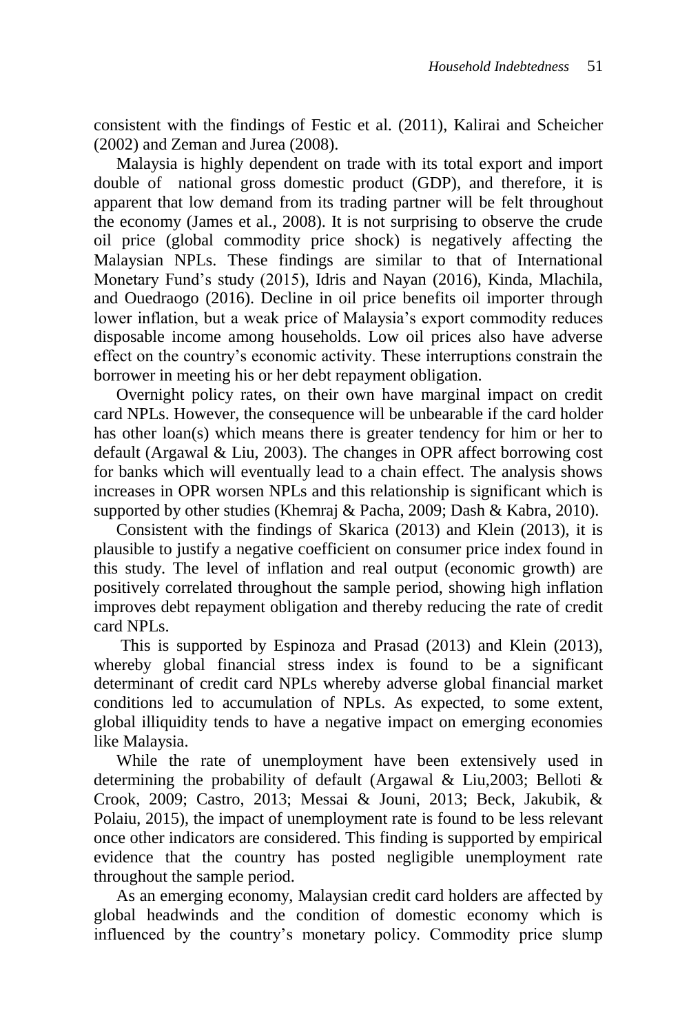consistent with the findings of Festic et al. (2011), Kalirai and Scheicher (2002) and Zeman and Jurea (2008).

Malaysia is highly dependent on trade with its total export and import double of national gross domestic product (GDP), and therefore, it is apparent that low demand from its trading partner will be felt throughout the economy (James et al., 2008). It is not surprising to observe the crude oil price (global commodity price shock) is negatively affecting the Malaysian NPLs. These findings are similar to that of International Monetary Fund's study (2015), Idris and Nayan (2016), Kinda, Mlachila, and Ouedraogo (2016). Decline in oil price benefits oil importer through lower inflation, but a weak price of Malaysia's export commodity reduces disposable income among households. Low oil prices also have adverse effect on the country's economic activity. These interruptions constrain the borrower in meeting his or her debt repayment obligation.

Overnight policy rates, on their own have marginal impact on credit card NPLs. However, the consequence will be unbearable if the card holder has other loan(s) which means there is greater tendency for him or her to default (Argawal & Liu, 2003). The changes in OPR affect borrowing cost for banks which will eventually lead to a chain effect. The analysis shows increases in OPR worsen NPLs and this relationship is significant which is supported by other studies (Khemraj & Pacha, 2009; Dash & Kabra, 2010).

Consistent with the findings of Skarica (2013) and Klein (2013), it is plausible to justify a negative coefficient on consumer price index found in this study. The level of inflation and real output (economic growth) are positively correlated throughout the sample period, showing high inflation improves debt repayment obligation and thereby reducing the rate of credit card NPLs.

This is supported by Espinoza and Prasad (2013) and Klein (2013), whereby global financial stress index is found to be a significant determinant of credit card NPLs whereby adverse global financial market conditions led to accumulation of NPLs. As expected, to some extent, global illiquidity tends to have a negative impact on emerging economies like Malaysia.

While the rate of unemployment have been extensively used in determining the probability of default (Argawal & Liu,2003; Belloti & Crook, 2009; Castro, 2013; Messai & Jouni, 2013; Beck, Jakubik, & Polaiu, 2015), the impact of unemployment rate is found to be less relevant once other indicators are considered. This finding is supported by empirical evidence that the country has posted negligible unemployment rate throughout the sample period.

As an emerging economy, Malaysian credit card holders are affected by global headwinds and the condition of domestic economy which is influenced by the country's monetary policy. Commodity price slump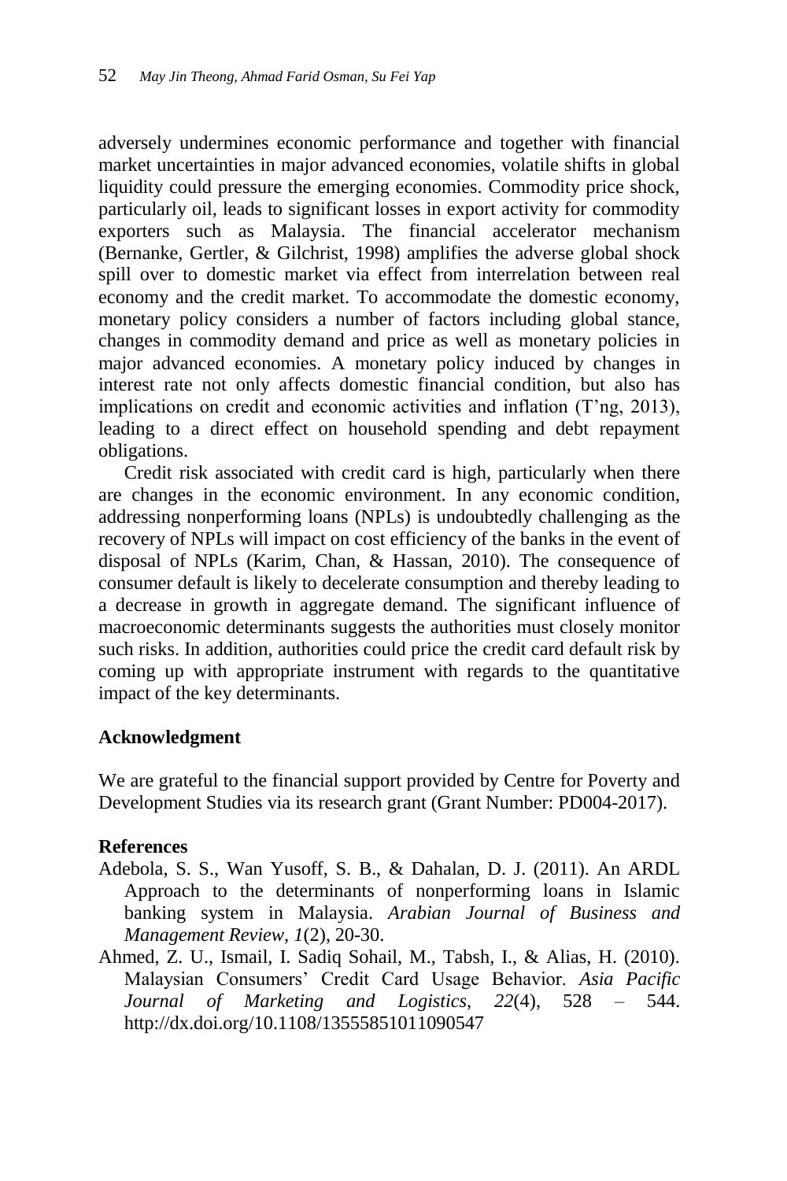adversely undermines economic performance and together with financial market uncertainties in major advanced economies, volatile shifts in global liquidity could pressure the emerging economies. Commodity price shock, particularly oil, leads to significant losses in export activity for commodity exporters such as Malaysia. The financial accelerator mechanism (Bernanke, Gertler, & Gilchrist, 1998) amplifies the adverse global shock spill over to domestic market via effect from interrelation between real economy and the credit market. To accommodate the domestic economy, monetary policy considers a number of factors including global stance, changes in commodity demand and price as well as monetary policies in major advanced economies. A monetary policy induced by changes in interest rate not only affects domestic financial condition, but also has implications on credit and economic activities and inflation (T'ng, 2013), leading to a direct effect on household spending and debt repayment obligations.

Credit risk associated with credit card is high, particularly when there are changes in the economic environment. In any economic condition, addressing nonperforming loans (NPLs) is undoubtedly challenging as the recovery of NPLs will impact on cost efficiency of the banks in the event of disposal of NPLs (Karim, Chan, & Hassan, 2010). The consequence of consumer default is likely to decelerate consumption and thereby leading to a decrease in growth in aggregate demand. The significant influence of macroeconomic determinants suggests the authorities must closely monitor such risks. In addition, authorities could price the credit card default risk by coming up with appropriate instrument with regards to the quantitative impact of the key determinants.

## Acknowledgment

We are grateful to the financial support provided by Centre for Poverty and Development Studies via its research grant (Grant Number: PD004-2017).

## References

Adebola, S. S., Wan Yusoff, S. B., & Dahalan, D. J. (2011). An ARDL Approach to the determinants of nonperforming loans in Islamic banking system in Malaysia. *Arabian Journal of Business and Management Review*, *1*(2), 20-30.

Ahmed, Z. U., Ismail, I. Sadiq Sohail, M., Tabsh, I., & Alias, H. (2010). Malaysian Consumers' Credit Card Usage Behavior. *Asia Pacific Journal of Marketing and Logistics*, *22*(4), 528 – 544. http://dx.doi.org/10.1108/13555851011090547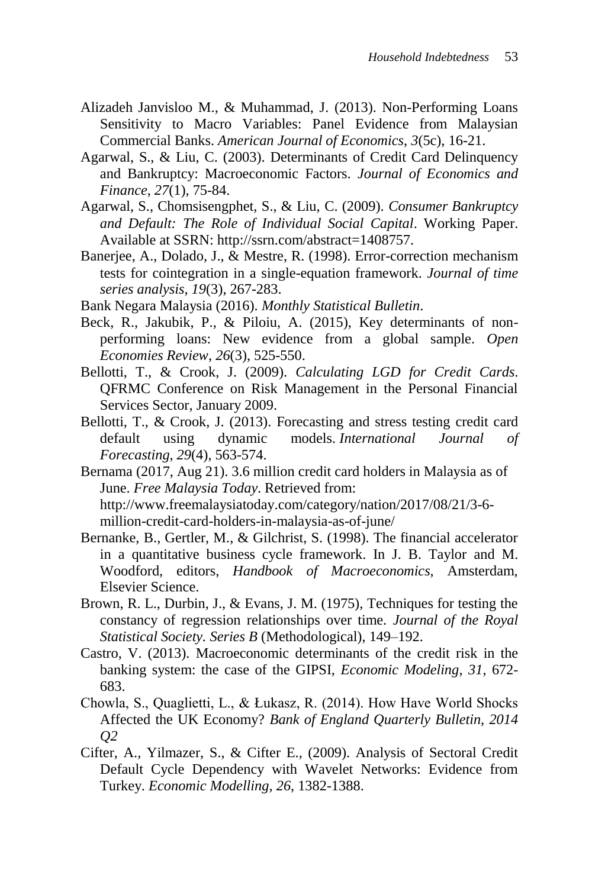Alizadeh Janvisloo M., & Muhammad, J. (2013). Non-Performing Loans Sensitivity to Macro Variables: Panel Evidence from Malaysian Commercial Banks. *American Journal of Economics*, *3*(5c), 16-21.

Agarwal, S., & Liu, C. (2003). Determinants of Credit Card Delinquency and Bankruptcy: Macroeconomic Factors. *Journal of Economics and Finance*, *27*(1), 75-84.

Agarwal, S., Chomsisengphet, S., & Liu, C. (2009). *Consumer Bankruptcy and Default: The Role of Individual Social Capital*. Working Paper. Available at SSRN: http://ssrn.com/abstract=1408757.

Banerjee, A., Dolado, J., & Mestre, R. (1998). Error-correction mechanism tests for cointegration in a single-equation framework. *Journal of time series analysis*, *19*(3), 267-283.

Bank Negara Malaysia (2016). *Monthly Statistical Bulletin*.

Beck, R., Jakubik, P., & Piloiu, A. (2015), Key determinants of non-performing loans: New evidence from a global sample. *Open Economies Review*, *26*(3), 525-550.

Bellotti, T., & Crook, J. (2009). *Calculating LGD for Credit Cards*. QFRMC Conference on Risk Management in the Personal Financial Services Sector, January 2009.

Bellotti, T., & Crook, J. (2013). Forecasting and stress testing credit card default using dynamic models. *International Journal of Forecasting*, *29*(4), 563-574.

Bernama (2017, Aug 21). 3.6 million credit card holders in Malaysia as of June. *Free Malaysia Today*. Retrieved from: http://www.freemalaysiatoday.com/category/nation/2017/08/21/3-6-million-credit-card-holders-in-malaysia-as-of-june/

Bernanke, B., Gertler, M., & Gilchrist, S. (1998). The financial accelerator in a quantitative business cycle framework. In J. B. Taylor and M. Woodford, editors, *Handbook of Macroeconomics*, Amsterdam, Elsevier Science.

Brown, R. L., Durbin, J., & Evans, J. M. (1975), Techniques for testing the constancy of regression relationships over time. *Journal of the Royal Statistical Society. Series B* (Methodological), 149–192.

Castro, V. (2013). Macroeconomic determinants of the credit risk in the banking system: the case of the GIPSI, *Economic Modeling*, *31*, 672-683.

Chowla, S., Quaglietti, L., & Łukasz, R. (2014). How Have World Shocks Affected the UK Economy? *Bank of England Quarterly Bulletin, 2014 Q2*

Cifter, A., Yilmazer, S., & Cifter E., (2009). Analysis of Sectoral Credit Default Cycle Dependency with Wavelet Networks: Evidence from Turkey. *Economic Modelling*, *26*, 1382-1388.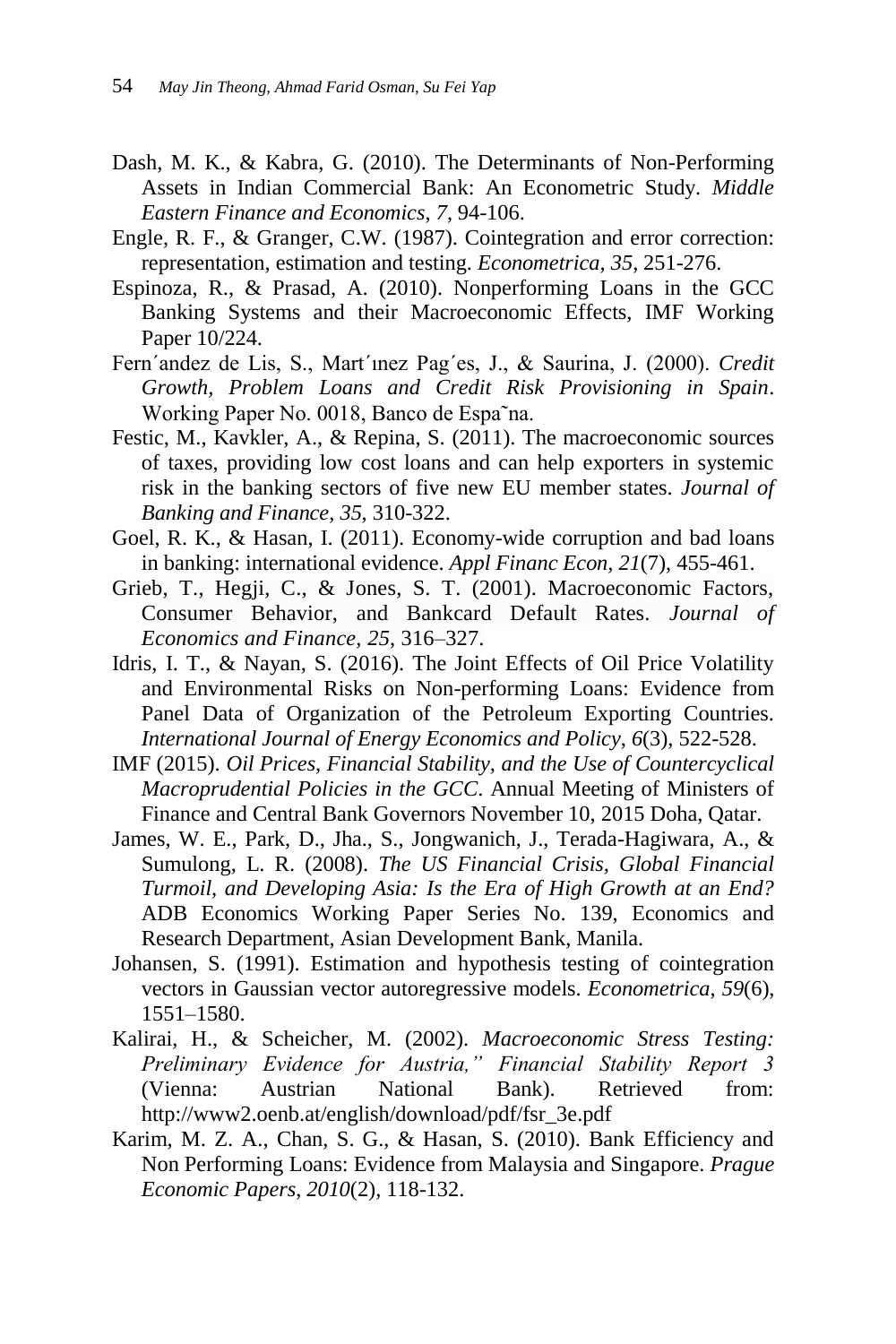Dash, M. K., & Kabra, G. (2010). The Determinants of Non-Performing Assets in Indian Commercial Bank: An Econometric Study. *Middle Eastern Finance and Economics*, *7*, 94-106.

Engle, R. F., & Granger, C.W. (1987). Cointegration and error correction: representation, estimation and testing. *Econometrica, 35*, 251-276.

Espinoza, R., & Prasad, A. (2010). Nonperforming Loans in the GCC Banking Systems and their Macroeconomic Effects, IMF Working Paper 10/224.

Fern´andez de Lis, S., Mart´ınez Pag´es, J., & Saurina, J. (2000). *Credit Growth, Problem Loans and Credit Risk Provisioning in Spain*. Working Paper No. 0018, Banco de Espa˜na.

Festic, M., Kavkler, A., & Repina, S. (2011). The macroeconomic sources of taxes, providing low cost loans and can help exporters in systemic risk in the banking sectors of five new EU member states. *Journal of Banking and Finance*, *35*, 310-322.

Goel, R. K., & Hasan, I. (2011). Economy-wide corruption and bad loans in banking: international evidence. *Appl Financ Econ, 21*(7), 455-461.

Grieb, T., Hegji, C., & Jones, S. T. (2001). Macroeconomic Factors, Consumer Behavior, and Bankcard Default Rates. *Journal of Economics and Finance, 25*, 316–327.

Idris, I. T., & Nayan, S. (2016). The Joint Effects of Oil Price Volatility and Environmental Risks on Non-performing Loans: Evidence from Panel Data of Organization of the Petroleum Exporting Countries. *International Journal of Energy Economics and Policy*, *6*(3), 522-528.

IMF (2015). *Oil Prices, Financial Stability, and the Use of Countercyclical Macroprudential Policies in the GCC*. Annual Meeting of Ministers of Finance and Central Bank Governors November 10, 2015 Doha, Qatar.

James, W. E., Park, D., Jha., S., Jongwanich, J., Terada-Hagiwara, A., & Sumulong, L. R. (2008). *The US Financial Crisis, Global Financial Turmoil, and Developing Asia: Is the Era of High Growth at an End?* ADB Economics Working Paper Series No. 139, Economics and Research Department, Asian Development Bank, Manila.

Johansen, S. (1991). Estimation and hypothesis testing of cointegration vectors in Gaussian vector autoregressive models. *Econometrica*, *59*(6), 1551–1580.

Kalirai, H., & Scheicher, M. (2002). *Macroeconomic Stress Testing: Preliminary Evidence for Austria," Financial Stability Report 3* (Vienna: Austrian National Bank). Retrieved from: http://www2.oenb.at/english/download/pdf/fsr_3e.pdf

Karim, M. Z. A., Chan, S. G., & Hasan, S. (2010). Bank Efficiency and Non Performing Loans: Evidence from Malaysia and Singapore. *Prague Economic Papers, 2010*(2), 118-132.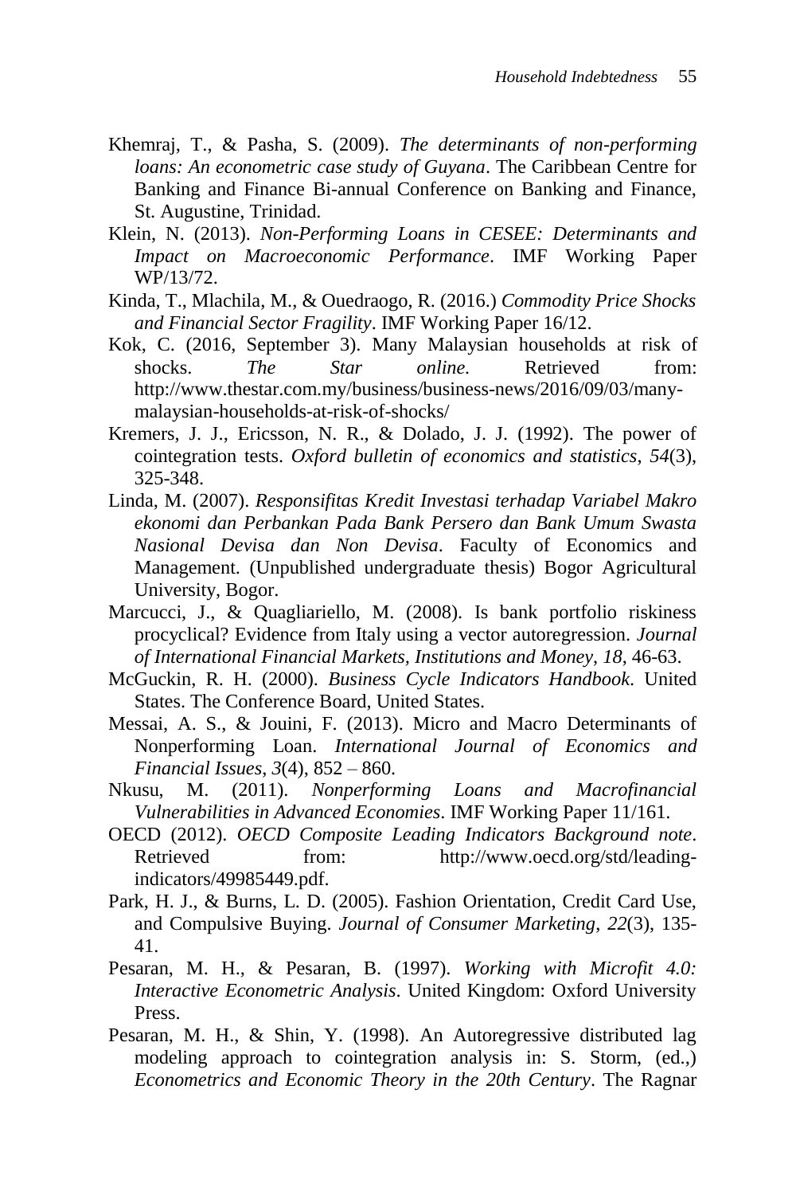Khemraj, T., & Pasha, S. (2009). *The determinants of non-performing loans: An econometric case study of Guyana*. The Caribbean Centre for Banking and Finance Bi-annual Conference on Banking and Finance, St. Augustine, Trinidad.

Klein, N. (2013). *Non-Performing Loans in CESEE: Determinants and Impact on Macroeconomic Performance*. IMF Working Paper WP/13/72.

Kinda, T., Mlachila, M., & Ouedraogo, R. (2016.) *Commodity Price Shocks and Financial Sector Fragility*. IMF Working Paper 16/12.

Kok, C. (2016, September 3). Many Malaysian households at risk of shocks. *The Star online*. Retrieved from: http://www.thestar.com.my/business/business-news/2016/09/03/many-malaysian-households-at-risk-of-shocks/

Kremers, J. J., Ericsson, N. R., & Dolado, J. J. (1992). The power of cointegration tests. *Oxford bulletin of economics and statistics*, *54*(3), 325-348.

Linda, M. (2007). *Responsifitas Kredit Investasi terhadap Variabel Makro ekonomi dan Perbankan Pada Bank Persero dan Bank Umum Swasta Nasional Devisa dan Non Devisa*. Faculty of Economics and Management. (Unpublished undergraduate thesis) Bogor Agricultural University, Bogor.

Marcucci, J., & Quagliariello, M. (2008). Is bank portfolio riskiness procyclical? Evidence from Italy using a vector autoregression. *Journal of International Financial Markets, Institutions and Money*, *18*, 46-63.

McGuckin, R. H. (2000). *Business Cycle Indicators Handbook*. United States. The Conference Board, United States.

Messai, A. S., & Jouini, F. (2013). Micro and Macro Determinants of Nonperforming Loan. *International Journal of Economics and Financial Issues*, *3*(4), 852 – 860.

Nkusu, M. (2011). *Nonperforming Loans and Macrofinancial Vulnerabilities in Advanced Economies*. IMF Working Paper 11/161.

OECD (2012). *OECD Composite Leading Indicators Background note*. Retrieved from: http://www.oecd.org/std/leading-indicators/49985449.pdf.

Park, H. J., & Burns, L. D. (2005). Fashion Orientation, Credit Card Use, and Compulsive Buying. *Journal of Consumer Marketing*, *22*(3), 135-41.

Pesaran, M. H., & Pesaran, B. (1997). *Working with Microfit 4.0: Interactive Econometric Analysis*. United Kingdom: Oxford University Press.

Pesaran, M. H., & Shin, Y. (1998). An Autoregressive distributed lag modeling approach to cointegration analysis in: S. Storm, (ed.,) *Econometrics and Economic Theory in the 20th Century*. The Ragnar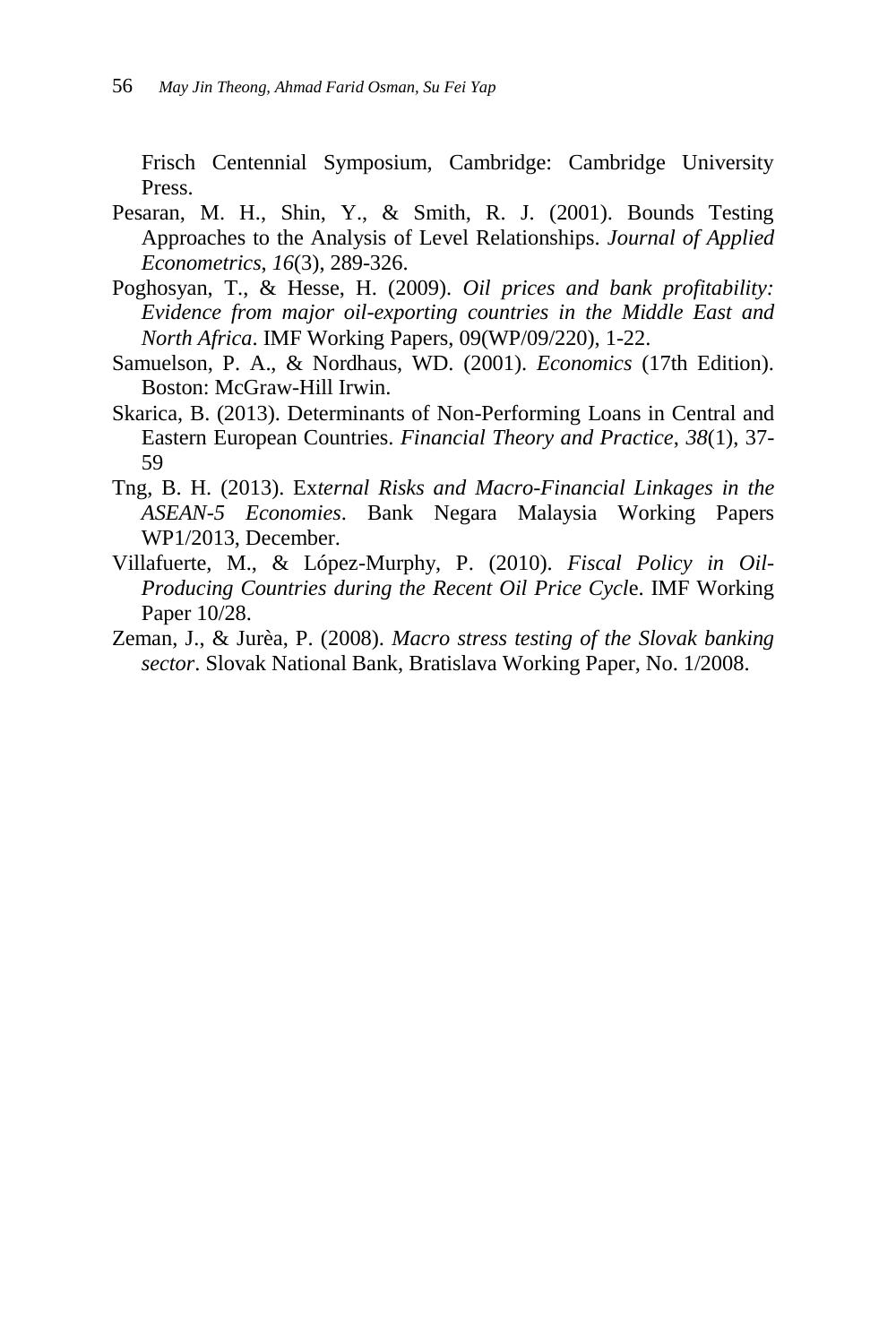Frisch Centennial Symposium, Cambridge: Cambridge University Press.

Pesaran, M. H., Shin, Y., & Smith, R. J. (2001). Bounds Testing Approaches to the Analysis of Level Relationships. *Journal of Applied Econometrics*, *16*(3), 289-326.

Poghosyan, T., & Hesse, H. (2009). *Oil prices and bank profitability: Evidence from major oil-exporting countries in the Middle East and North Africa*. IMF Working Papers, 09(WP/09/220), 1-22.

Samuelson, P. A., & Nordhaus, WD. (2001). *Economics* (17th Edition). Boston: McGraw-Hill Irwin.

Skarica, B. (2013). Determinants of Non-Performing Loans in Central and Eastern European Countries. *Financial Theory and Practice*, *38*(1), 37-59

Tng, B. H. (2013). Ex*ternal Risks and Macro-Financial Linkages in the ASEAN-5 Economies*. Bank Negara Malaysia Working Papers WP1/2013, December.

Villafuerte, M., & López-Murphy, P. (2010). *Fiscal Policy in Oil-Producing Countries during the Recent Oil Price Cycl*e. IMF Working Paper 10/28.

Zeman, J., & Jurèa, P. (2008). *Macro stress testing of the Slovak banking sector*. Slovak National Bank, Bratislava Working Paper, No. 1/2008.